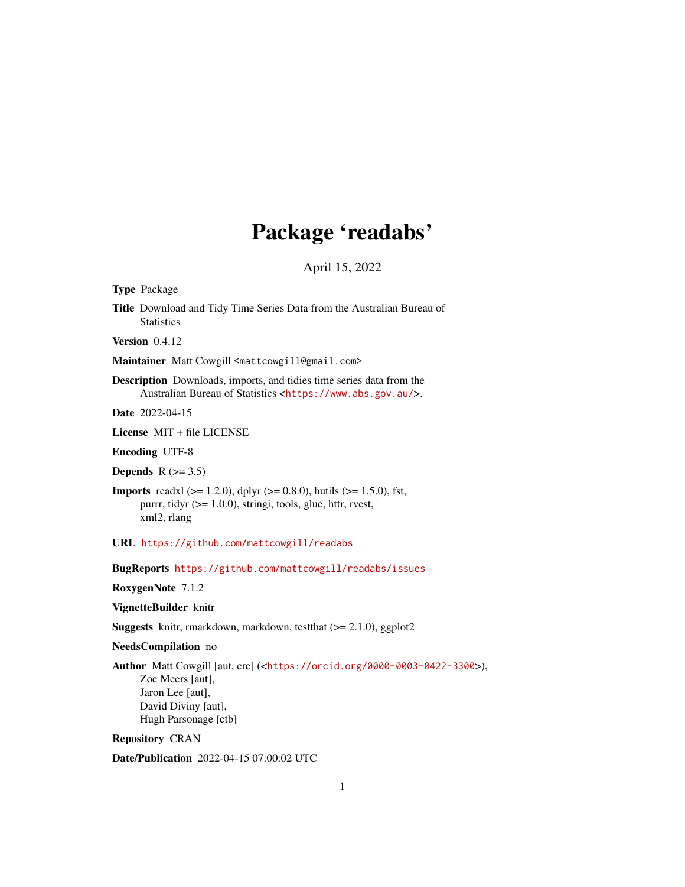# Package 'readabs'

April 15, 2022

**Type** Package

**Title** Download and Tidy Time Series Data from the Australian Bureau of Statistics

**Version** 0.4.12

**Maintainer** Matt Cowgill <mattcowgill@gmail.com>

**Description** Downloads, imports, and tidies time series data from the Australian Bureau of Statistics <https://www.abs.gov.au/>.

**Date** 2022-04-15

**License** MIT + file LICENSE

**Encoding** UTF-8

**Depends** R (>= 3.5)

**Imports** readxl (>= 1.2.0), dplyr (>= 0.8.0), hutils (>= 1.5.0), fst, purrr, tidyr (>= 1.0.0), stringi, tools, glue, httr, rvest, xml2, rlang

**URL** https://github.com/mattcowgill/readabs

**BugReports** https://github.com/mattcowgill/readabs/issues

**RoxygenNote** 7.1.2

**VignetteBuilder** knitr

**Suggests** knitr, rmarkdown, markdown, testthat (>= 2.1.0), ggplot2

**NeedsCompilation** no

**Author** Matt Cowgill [aut, cre] (<https://orcid.org/0000-0003-0422-3300>), Zoe Meers [aut], Jaron Lee [aut], David Diviny [aut], Hugh Parsonage [ctb]

**Repository** CRAN

**Date/Publication** 2022-04-15 07:00:02 UTC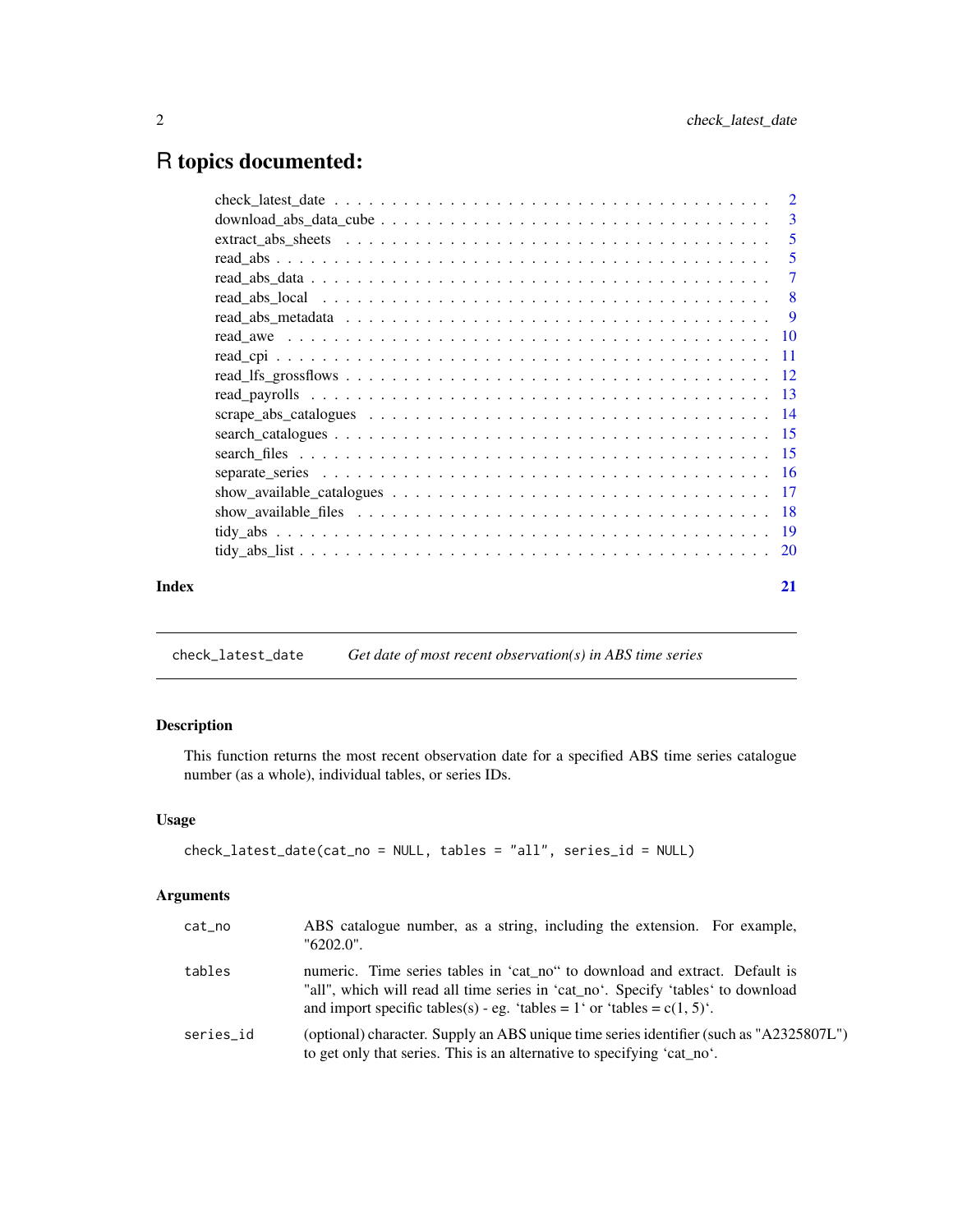# R topics documented:

| | |
|---|---|
| check_latest_date | 2 |
| download_abs_data_cube | 3 |
| extract_abs_sheets | 5 |
| read_abs | 5 |
| read_abs_data | 7 |
| read_abs_local | 8 |
| read_abs_metadata | 9 |
| read_awe | 10 |
| read_cpi | 11 |
| read_lfs_grossflows | 12 |
| read_payrolls | 13 |
| scrape_abs_catalogues | 14 |
| search_catalogues | 15 |
| search_files | 15 |
| separate_series | 16 |
| show_available_catalogues | 17 |
| show_available_files | 18 |
| tidy_abs | 19 |
| tidy_abs_list | 20 |
| **Index** | **21** |

---

## check_latest_date *Get date of most recent observation(s) in ABS time series*

---

### Description

This function returns the most recent observation date for a specified ABS time series catalogue number (as a whole), individual tables, or series IDs.

### Usage

```
check_latest_date(cat_no = NULL, tables = "all", series_id = NULL)
```

### Arguments

| | |
|---|---|
| `cat_no` | ABS catalogue number, as a string, including the extension. For example, "6202.0". |
| `tables` | numeric. Time series tables in 'cat_no" to download and extract. Default is "all", which will read all time series in 'cat_no'. Specify 'tables' to download and import specific tables(s) - eg. 'tables = 1' or 'tables = c(1, 5)'. |
| `series_id` | (optional) character. Supply an ABS unique time series identifier (such as "A2325807L") to get only that series. This is an alternative to specifying 'cat_no'. |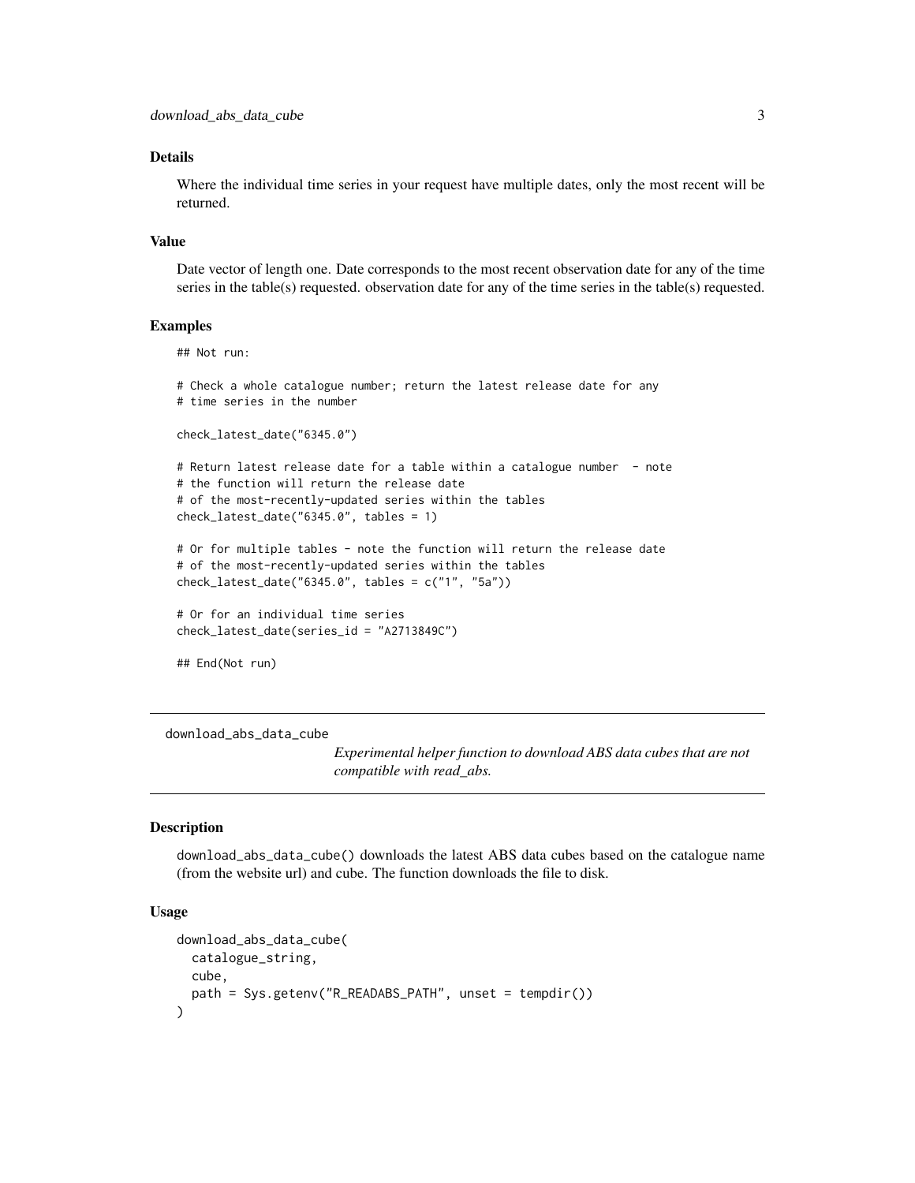### Details

Where the individual time series in your request have multiple dates, only the most recent will be returned.

### Value

Date vector of length one. Date corresponds to the most recent observation date for any of the time series in the table(s) requested. observation date for any of the time series in the table(s) requested.

### Examples

```
## Not run:

# Check a whole catalogue number; return the latest release date for any
# time series in the number

check_latest_date("6345.0")

# Return latest release date for a table within a catalogue number  - note
# the function will return the release date
# of the most-recently-updated series within the tables
check_latest_date("6345.0", tables = 1)

# Or for multiple tables - note the function will return the release date
# of the most-recently-updated series within the tables
check_latest_date("6345.0", tables = c("1", "5a"))

# Or for an individual time series
check_latest_date(series_id = "A2713849C")

## End(Not run)
```

---

## download_abs_data_cube

*Experimental helper function to download ABS data cubes that are not compatible with read_abs.*

---

### Description

download_abs_data_cube() downloads the latest ABS data cubes based on the catalogue name (from the website url) and cube. The function downloads the file to disk.

### Usage

```
download_abs_data_cube(
  catalogue_string,
  cube,
  path = Sys.getenv("R_READABS_PATH", unset = tempdir())
)
```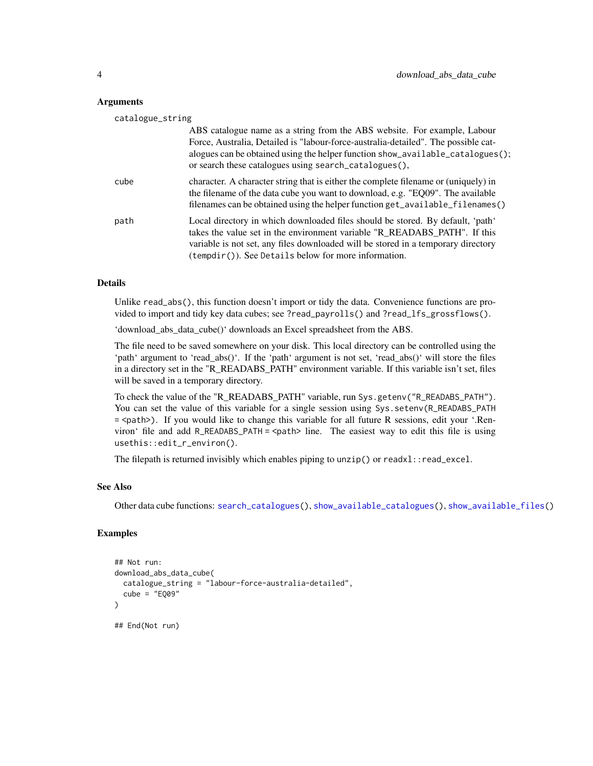### Arguments

`catalogue_string`
: ABS catalogue name as a string from the ABS website. For example, Labour Force, Australia, Detailed is "labour-force-australia-detailed". The possible catalogues can be obtained using the helper function `show_available_catalogues()`; or search these catalogues using `search_catalogues()`,

`cube`
: character. A character string that is either the complete filename or (uniquely) in the filename of the data cube you want to download, e.g. "EQ09". The available filenames can be obtained using the helper function `get_available_filenames()`

`path`
: Local directory in which downloaded files should be stored. By default, 'path' takes the value set in the environment variable "R_READABS_PATH". If this variable is not set, any files downloaded will be stored in a temporary directory (`tempdir()`). See `Details` below for more information.

### Details

Unlike `read_abs()`, this function doesn't import or tidy the data. Convenience functions are provided to import and tidy key data cubes; see `?read_payrolls()` and `?read_lfs_grossflows()`.

'download_abs_data_cube()' downloads an Excel spreadsheet from the ABS.

The file need to be saved somewhere on your disk. This local directory can be controlled using the 'path' argument to 'read_abs()'. If the 'path' argument is not set, 'read_abs()' will store the files in a directory set in the "R_READABS_PATH" environment variable. If this variable isn't set, files will be saved in a temporary directory.

To check the value of the "R_READABS_PATH" variable, run `Sys.getenv("R_READABS_PATH")`. You can set the value of this variable for a single session using `Sys.setenv(R_READABS_PATH = <path>)`. If you would like to change this variable for all future R sessions, edit your '.Renviron' file and add `R_READABS_PATH = <path>` line. The easiest way to edit this file is using `usethis::edit_r_environ()`.

The filepath is returned invisibly which enables piping to `unzip()` or `readxl::read_excel`.

### See Also

Other data cube functions: `search_catalogues()`, `show_available_catalogues()`, `show_available_files()`

### Examples

```
## Not run:
download_abs_data_cube(
  catalogue_string = "labour-force-australia-detailed",
  cube = "EQ09"
)

## End(Not run)
```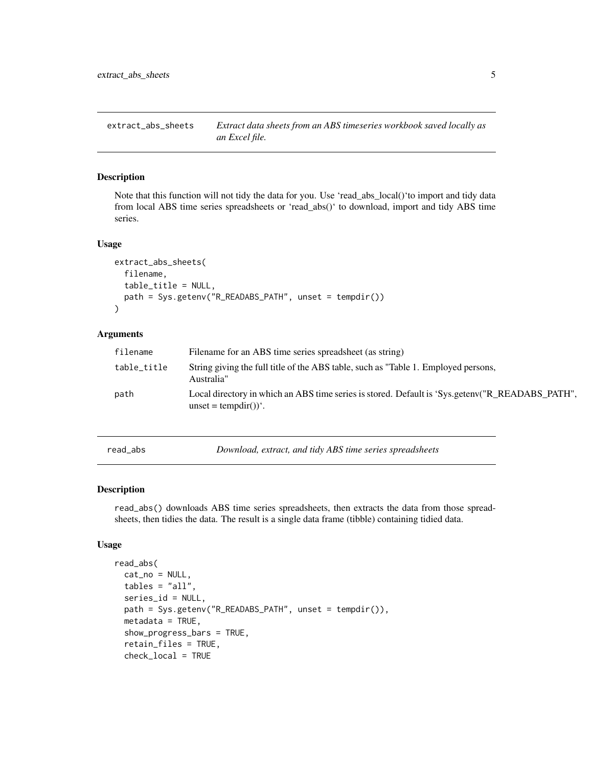## extract_abs_sheets

*Extract data sheets from an ABS timeseries workbook saved locally as an Excel file.*

### Description

Note that this function will not tidy the data for you. Use 'read_abs_local()'to import and tidy data from local ABS time series spreadsheets or 'read_abs()' to download, import and tidy ABS time series.

### Usage

```
extract_abs_sheets(
  filename,
  table_title = NULL,
  path = Sys.getenv("R_READABS_PATH", unset = tempdir())
)
```

### Arguments

| | |
|---|---|
| filename | Filename for an ABS time series spreadsheet (as string) |
| table_title | String giving the full title of the ABS table, such as "Table 1. Employed persons, Australia" |
| path | Local directory in which an ABS time series is stored. Default is 'Sys.getenv("R_READABS_PATH", unset = tempdir())'. |

## read_abs

*Download, extract, and tidy ABS time series spreadsheets*

### Description

read_abs() downloads ABS time series spreadsheets, then extracts the data from those spreadsheets, then tidies the data. The result is a single data frame (tibble) containing tidied data.

### Usage

```
read_abs(
  cat_no = NULL,
  tables = "all",
  series_id = NULL,
  path = Sys.getenv("R_READABS_PATH", unset = tempdir()),
  metadata = TRUE,
  show_progress_bars = TRUE,
  retain_files = TRUE,
  check_local = TRUE
```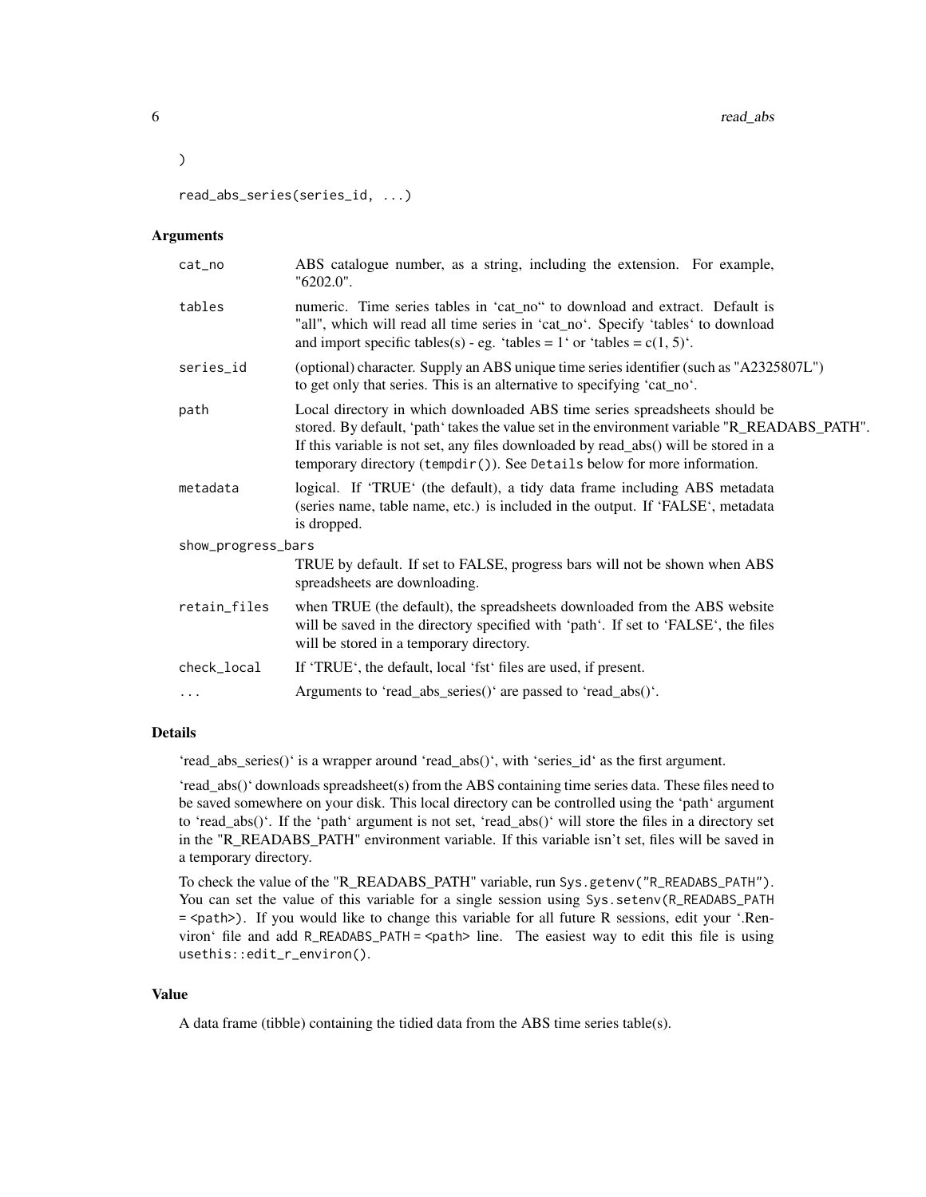```
)

read_abs_series(series_id, ...)
```

### Arguments

| | |
|---|---|
| `cat_no` | ABS catalogue number, as a string, including the extension. For example, "6202.0". |
| `tables` | numeric. Time series tables in 'cat_no" to download and extract. Default is "all", which will read all time series in 'cat_no'. Specify 'tables' to download and import specific tables(s) - eg. 'tables = 1' or 'tables = c(1, 5)'. |
| `series_id` | (optional) character. Supply an ABS unique time series identifier (such as "A2325807L") to get only that series. This is an alternative to specifying 'cat_no'. |
| `path` | Local directory in which downloaded ABS time series spreadsheets should be stored. By default, 'path' takes the value set in the environment variable "R_READABS_PATH". If this variable is not set, any files downloaded by read_abs() will be stored in a temporary directory (`tempdir()`). See `Details` below for more information. |
| `metadata` | logical. If 'TRUE' (the default), a tidy data frame including ABS metadata (series name, table name, etc.) is included in the output. If 'FALSE', metadata is dropped. |
| `show_progress_bars` | TRUE by default. If set to FALSE, progress bars will not be shown when ABS spreadsheets are downloading. |
| `retain_files` | when TRUE (the default), the spreadsheets downloaded from the ABS website will be saved in the directory specified with 'path'. If set to 'FALSE', the files will be stored in a temporary directory. |
| `check_local` | If 'TRUE', the default, local 'fst' files are used, if present. |
| `...` | Arguments to 'read_abs_series()' are passed to 'read_abs()'. |

### Details

'read_abs_series()' is a wrapper around 'read_abs()', with 'series_id' as the first argument.

'read_abs()' downloads spreadsheet(s) from the ABS containing time series data. These files need to be saved somewhere on your disk. This local directory can be controlled using the 'path' argument to 'read_abs()'. If the 'path' argument is not set, 'read_abs()' will store the files in a directory set in the "R_READABS_PATH" environment variable. If this variable isn't set, files will be saved in a temporary directory.

To check the value of the "R_READABS_PATH" variable, run `Sys.getenv("R_READABS_PATH")`. You can set the value of this variable for a single session using `Sys.setenv(R_READABS_PATH = <path>)`. If you would like to change this variable for all future R sessions, edit your '.Renviron' file and add `R_READABS_PATH = <path>` line. The easiest way to edit this file is using `usethis::edit_r_environ()`.

### Value

A data frame (tibble) containing the tidied data from the ABS time series table(s).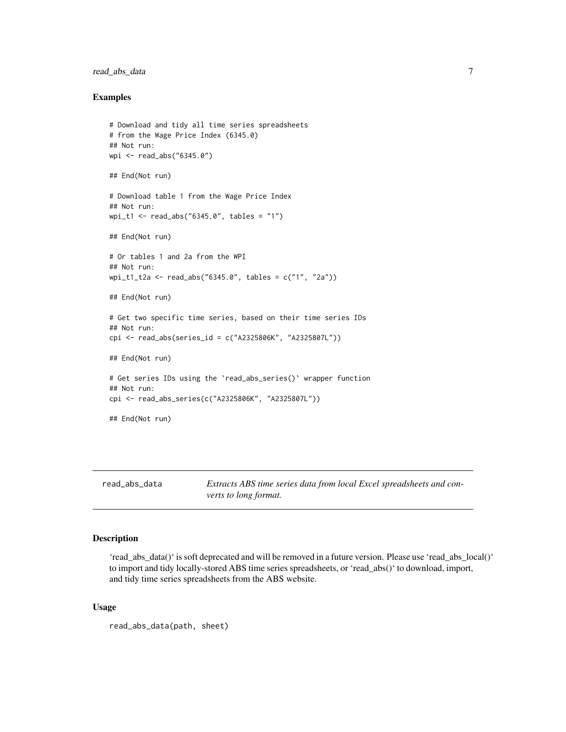## Examples

```
# Download and tidy all time series spreadsheets
# from the Wage Price Index (6345.0)
## Not run:
wpi <- read_abs("6345.0")

## End(Not run)

# Download table 1 from the Wage Price Index
## Not run:
wpi_t1 <- read_abs("6345.0", tables = "1")

## End(Not run)

# Or tables 1 and 2a from the WPI
## Not run:
wpi_t1_t2a <- read_abs("6345.0", tables = c("1", "2a"))

## End(Not run)

# Get two specific time series, based on their time series IDs
## Not run:
cpi <- read_abs(series_id = c("A2325806K", "A2325807L"))

## End(Not run)

# Get series IDs using the `read_abs_series()` wrapper function
## Not run:
cpi <- read_abs_series(c("A2325806K", "A2325807L"))

## End(Not run)
```

---

`read_abs_data` *Extracts ABS time series data from local Excel spreadsheets and converts to long format.*

---

## Description

'read_abs_data()' is soft deprecated and will be removed in a future version. Please use 'read_abs_local()' to import and tidy locally-stored ABS time series spreadsheets, or 'read_abs()' to download, import, and tidy time series spreadsheets from the ABS website.

## Usage

```
read_abs_data(path, sheet)
```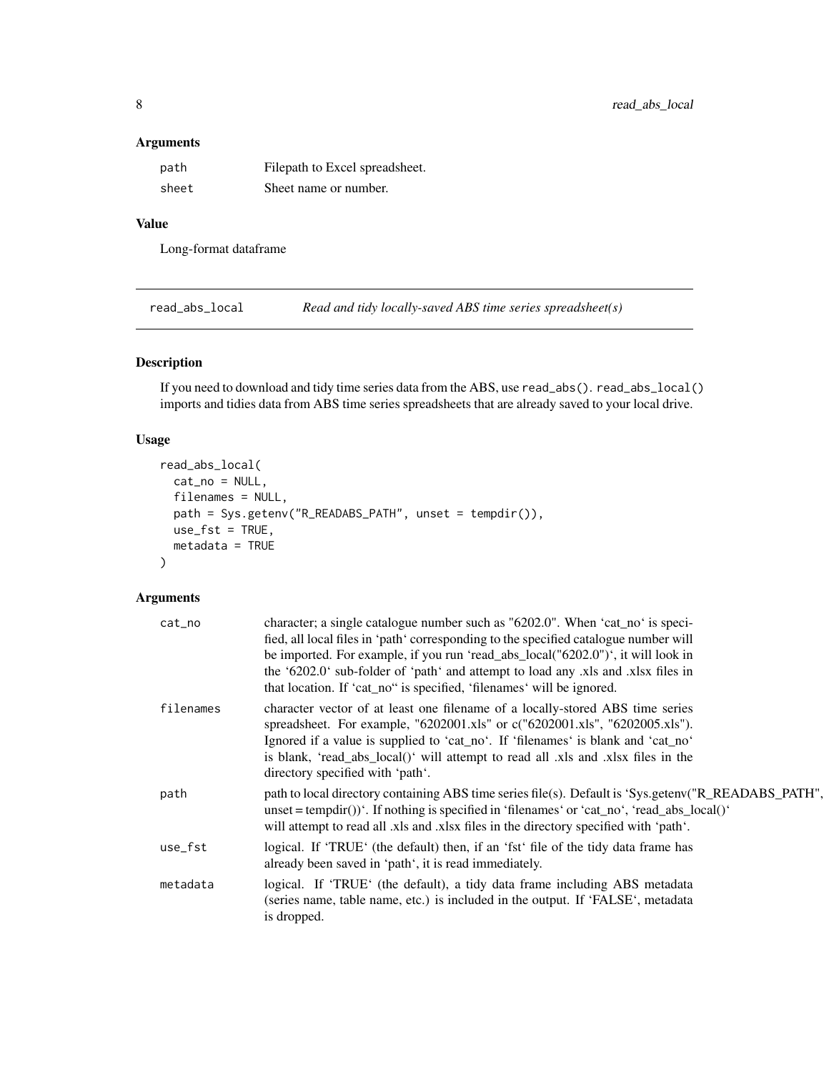### Arguments

| | |
|---|---|
| path | Filepath to Excel spreadsheet. |
| sheet | Sheet name or number. |

### Value

Long-format dataframe

## read_abs_local — *Read and tidy locally-saved ABS time series spreadsheet(s)*

### Description

If you need to download and tidy time series data from the ABS, use `read_abs()`. `read_abs_local()` imports and tidies data from ABS time series spreadsheets that are already saved to your local drive.

### Usage

```
read_abs_local(
  cat_no = NULL,
  filenames = NULL,
  path = Sys.getenv("R_READABS_PATH", unset = tempdir()),
  use_fst = TRUE,
  metadata = TRUE
)
```

### Arguments

| | |
|---|---|
| cat_no | character; a single catalogue number such as "6202.0". When 'cat_no' is specified, all local files in 'path' corresponding to the specified catalogue number will be imported. For example, if you run 'read_abs_local("6202.0")', it will look in the '6202.0' sub-folder of 'path' and attempt to load any .xls and .xlsx files in that location. If 'cat_no'' is specified, 'filenames' will be ignored. |
| filenames | character vector of at least one filename of a locally-stored ABS time series spreadsheet. For example, "6202001.xls" or c("6202001.xls", "6202005.xls"). Ignored if a value is supplied to 'cat_no'. If 'filenames' is blank and 'cat_no' is blank, 'read_abs_local()' will attempt to read all .xls and .xlsx files in the directory specified with 'path'. |
| path | path to local directory containing ABS time series file(s). Default is 'Sys.getenv("R_READABS_PATH", unset = tempdir())'. If nothing is specified in 'filenames' or 'cat_no', 'read_abs_local()' will attempt to read all .xls and .xlsx files in the directory specified with 'path'. |
| use_fst | logical. If 'TRUE' (the default) then, if an 'fst' file of the tidy data frame has already been saved in 'path', it is read immediately. |
| metadata | logical. If 'TRUE' (the default), a tidy data frame including ABS metadata (series name, table name, etc.) is included in the output. If 'FALSE', metadata is dropped. |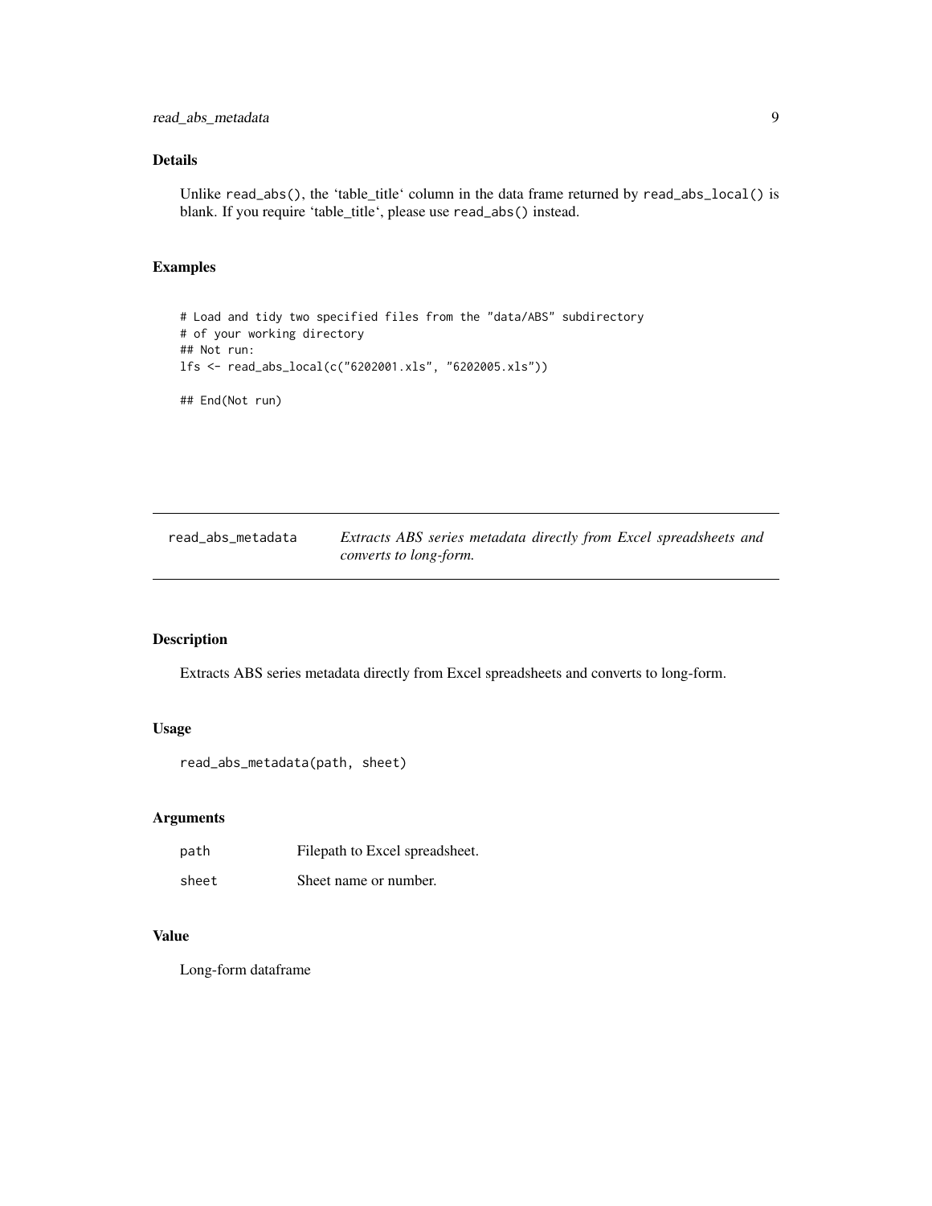## Details

Unlike `read_abs()`, the 'table_title' column in the data frame returned by `read_abs_local()` is blank. If you require 'table_title', please use `read_abs()` instead.

## Examples

```
# Load and tidy two specified files from the "data/ABS" subdirectory
# of your working directory
## Not run:
lfs <- read_abs_local(c("6202001.xls", "6202005.xls"))

## End(Not run)
```

---

# read_abs_metadata — *Extracts ABS series metadata directly from Excel spreadsheets and converts to long-form.*

---

## Description

Extracts ABS series metadata directly from Excel spreadsheets and converts to long-form.

## Usage

```
read_abs_metadata(path, sheet)
```

## Arguments

| | |
|---|---|
| `path` | Filepath to Excel spreadsheet. |
| `sheet` | Sheet name or number. |

## Value

Long-form dataframe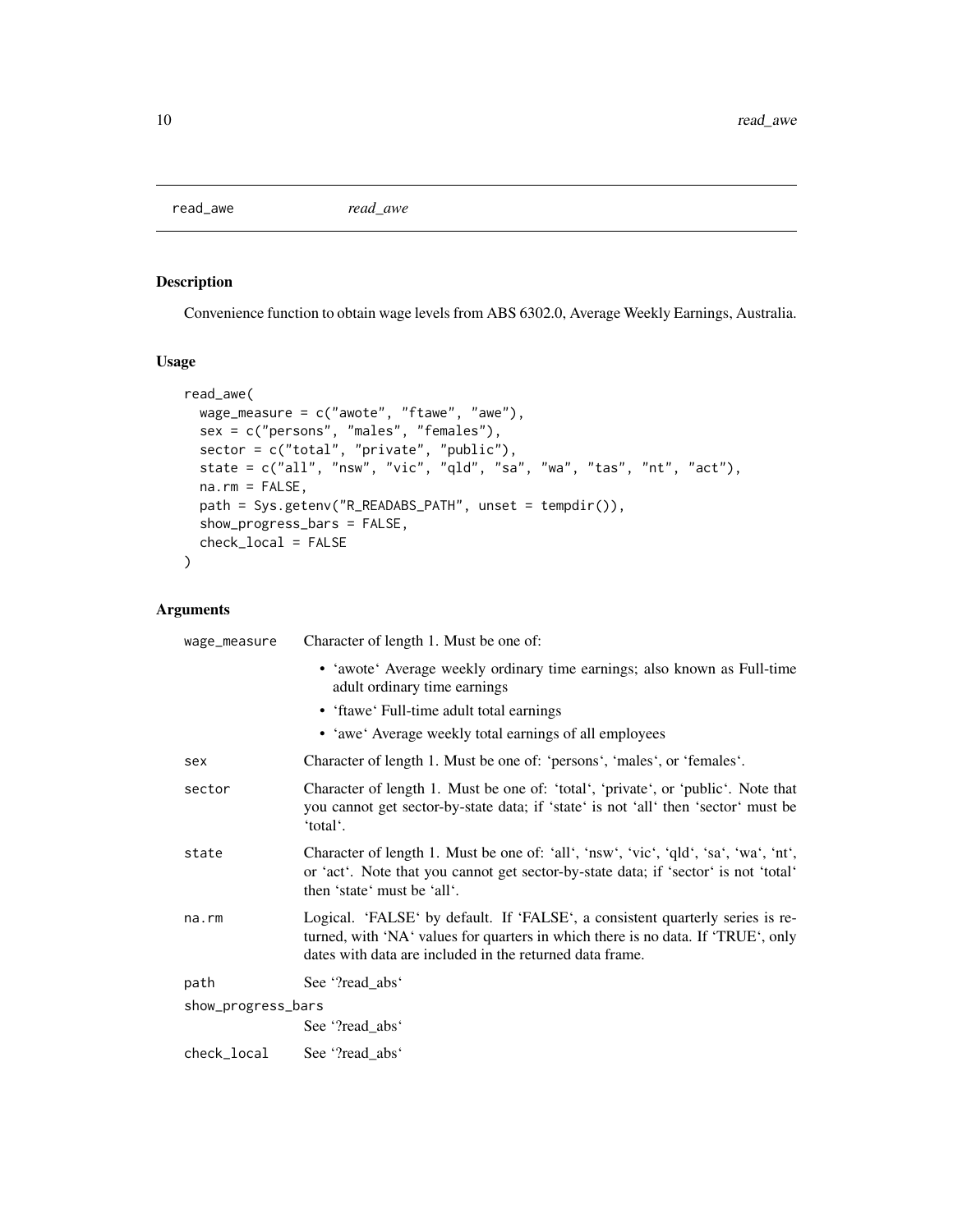# read_awe *read_awe*

## Description

Convenience function to obtain wage levels from ABS 6302.0, Average Weekly Earnings, Australia.

## Usage

```
read_awe(
  wage_measure = c("awote", "ftawe", "awe"),
  sex = c("persons", "males", "females"),
  sector = c("total", "private", "public"),
  state = c("all", "nsw", "vic", "qld", "sa", "wa", "tas", "nt", "act"),
  na.rm = FALSE,
  path = Sys.getenv("R_READABS_PATH", unset = tempdir()),
  show_progress_bars = FALSE,
  check_local = FALSE
)
```

## Arguments

| | |
|---|---|
| wage_measure | Character of length 1. Must be one of: <br>• 'awote' Average weekly ordinary time earnings; also known as Full-time adult ordinary time earnings <br>• 'ftawe' Full-time adult total earnings <br>• 'awe' Average weekly total earnings of all employees |
| sex | Character of length 1. Must be one of: 'persons', 'males', or 'females'. |
| sector | Character of length 1. Must be one of: 'total', 'private', or 'public'. Note that you cannot get sector-by-state data; if 'state' is not 'all' then 'sector' must be 'total'. |
| state | Character of length 1. Must be one of: 'all', 'nsw', 'vic', 'qld', 'sa', 'wa', 'nt', or 'act'. Note that you cannot get sector-by-state data; if 'sector' is not 'total' then 'state' must be 'all'. |
| na.rm | Logical. 'FALSE' by default. If 'FALSE', a consistent quarterly series is returned, with 'NA' values for quarters in which there is no data. If 'TRUE', only dates with data are included in the returned data frame. |
| path | See '?read_abs' |
| show_progress_bars | See '?read_abs' |
| check_local | See '?read_abs' |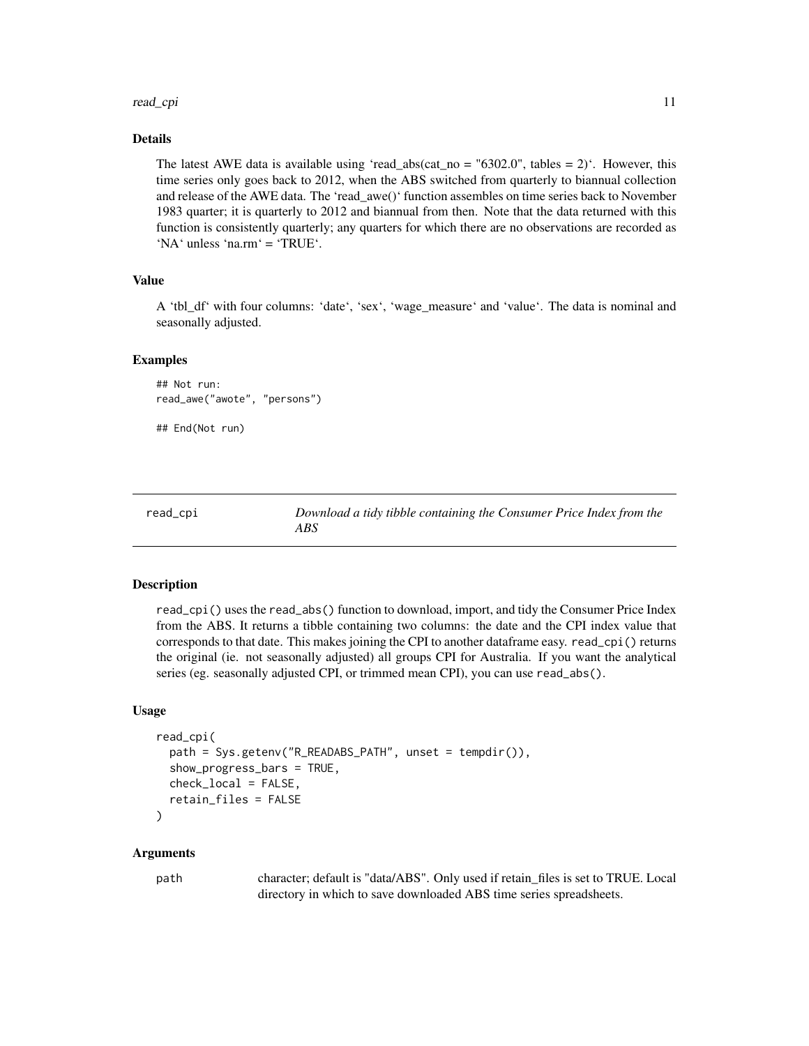### Details

The latest AWE data is available using 'read_abs(cat_no = "6302.0", tables = 2)'. However, this time series only goes back to 2012, when the ABS switched from quarterly to biannual collection and release of the AWE data. The 'read_awe()' function assembles on time series back to November 1983 quarter; it is quarterly to 2012 and biannual from then. Note that the data returned with this function is consistently quarterly; any quarters for which there are no observations are recorded as 'NA' unless 'na.rm' = 'TRUE'.

### Value

A 'tbl_df' with four columns: 'date', 'sex', 'wage_measure' and 'value'. The data is nominal and seasonally adjusted.

### Examples

```
## Not run:
read_awe("awote", "persons")

## End(Not run)
```

---

## read_cpi — *Download a tidy tibble containing the Consumer Price Index from the ABS*

---

### Description

`read_cpi()` uses the `read_abs()` function to download, import, and tidy the Consumer Price Index from the ABS. It returns a tibble containing two columns: the date and the CPI index value that corresponds to that date. This makes joining the CPI to another dataframe easy. `read_cpi()` returns the original (ie. not seasonally adjusted) all groups CPI for Australia. If you want the analytical series (eg. seasonally adjusted CPI, or trimmed mean CPI), you can use `read_abs()`.

### Usage

```
read_cpi(
  path = Sys.getenv("R_READABS_PATH", unset = tempdir()),
  show_progress_bars = TRUE,
  check_local = FALSE,
  retain_files = FALSE
)
```

### Arguments

| | |
|---|---|
| `path` | character; default is "data/ABS". Only used if retain_files is set to TRUE. Local directory in which to save downloaded ABS time series spreadsheets. |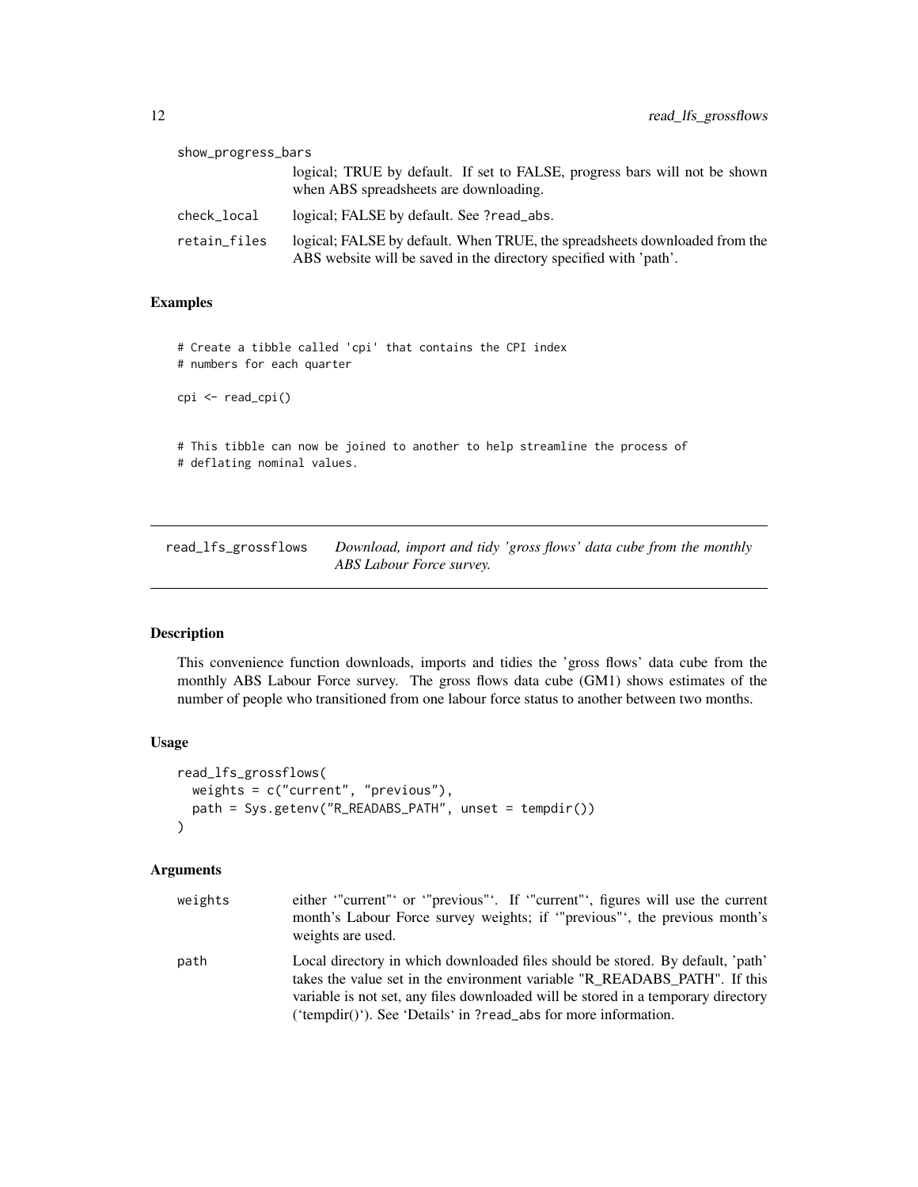| | |
|---|---|
| show_progress_bars | logical; TRUE by default. If set to FALSE, progress bars will not be shown when ABS spreadsheets are downloading. |
| check_local | logical; FALSE by default. See ?read_abs. |
| retain_files | logical; FALSE by default. When TRUE, the spreadsheets downloaded from the ABS website will be saved in the directory specified with 'path'. |

### Examples

```
# Create a tibble called 'cpi' that contains the CPI index
# numbers for each quarter

cpi <- read_cpi()


# This tibble can now be joined to another to help streamline the process of
# deflating nominal values.
```

---

## read_lfs_grossflows — *Download, import and tidy 'gross flows' data cube from the monthly ABS Labour Force survey.*

---

### Description

This convenience function downloads, imports and tidies the 'gross flows' data cube from the monthly ABS Labour Force survey. The gross flows data cube (GM1) shows estimates of the number of people who transitioned from one labour force status to another between two months.

### Usage

```
read_lfs_grossflows(
  weights = c("current", "previous"),
  path = Sys.getenv("R_READABS_PATH", unset = tempdir())
)
```

### Arguments

| | |
|---|---|
| weights | either '"current"' or '"previous"'. If '"current"', figures will use the current month's Labour Force survey weights; if '"previous"', the previous month's weights are used. |
| path | Local directory in which downloaded files should be stored. By default, 'path' takes the value set in the environment variable "R_READABS_PATH". If this variable is not set, any files downloaded will be stored in a temporary directory ('tempdir()'). See 'Details' in ?read_abs for more information. |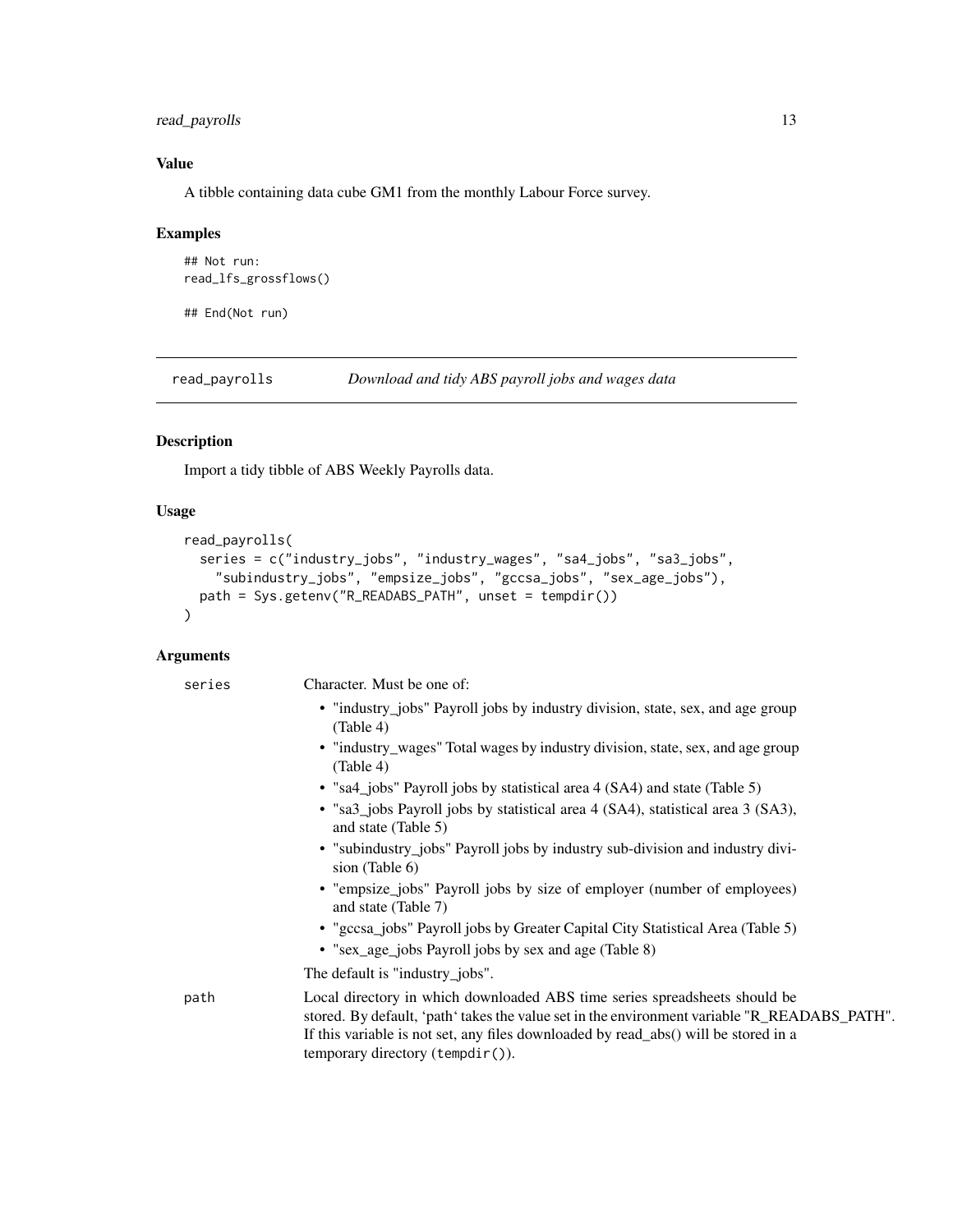## Value

A tibble containing data cube GM1 from the monthly Labour Force survey.

## Examples

```
## Not run:
read_lfs_grossflows()

## End(Not run)
```

---

# read_payrolls — *Download and tidy ABS payroll jobs and wages data*

## Description

Import a tidy tibble of ABS Weekly Payrolls data.

## Usage

```
read_payrolls(
  series = c("industry_jobs", "industry_wages", "sa4_jobs", "sa3_jobs",
    "subindustry_jobs", "empsize_jobs", "gccsa_jobs", "sex_age_jobs"),
  path = Sys.getenv("R_READABS_PATH", unset = tempdir())
)
```

## Arguments

`series` Character. Must be one of:

- "industry_jobs" Payroll jobs by industry division, state, sex, and age group (Table 4)
- "industry_wages" Total wages by industry division, state, sex, and age group (Table 4)
- "sa4_jobs" Payroll jobs by statistical area 4 (SA4) and state (Table 5)
- "sa3_jobs Payroll jobs by statistical area 4 (SA4), statistical area 3 (SA3), and state (Table 5)
- "subindustry_jobs" Payroll jobs by industry sub-division and industry division (Table 6)
- "empsize_jobs" Payroll jobs by size of employer (number of employees) and state (Table 7)
- "gccsa_jobs" Payroll jobs by Greater Capital City Statistical Area (Table 5)
- "sex_age_jobs Payroll jobs by sex and age (Table 8)

The default is "industry_jobs".

`path` Local directory in which downloaded ABS time series spreadsheets should be stored. By default, 'path' takes the value set in the environment variable "R_READABS_PATH". If this variable is not set, any files downloaded by read_abs() will be stored in a temporary directory (`tempdir()`).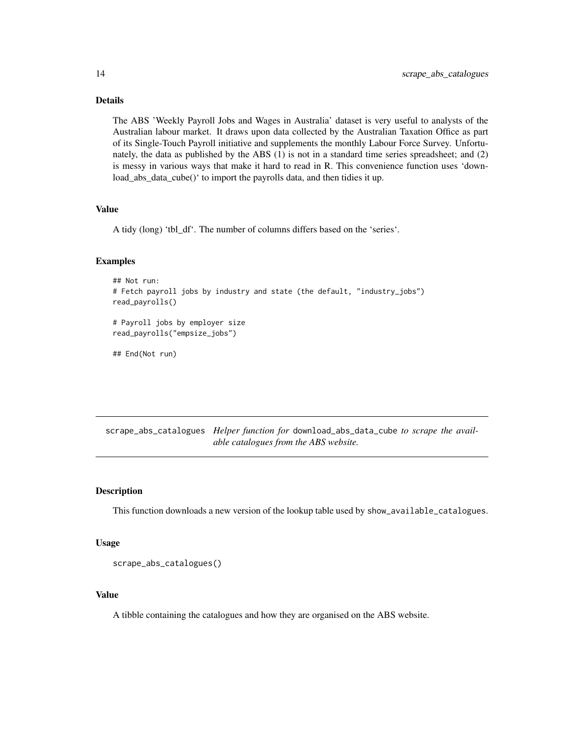### Details

The ABS 'Weekly Payroll Jobs and Wages in Australia' dataset is very useful to analysts of the Australian labour market. It draws upon data collected by the Australian Taxation Office as part of its Single-Touch Payroll initiative and supplements the monthly Labour Force Survey. Unfortunately, the data as published by the ABS (1) is not in a standard time series spreadsheet; and (2) is messy in various ways that make it hard to read in R. This convenience function uses 'download_abs_data_cube()' to import the payrolls data, and then tidies it up.

### Value

A tidy (long) 'tbl_df'. The number of columns differs based on the 'series'.

### Examples

```
## Not run:
# Fetch payroll jobs by industry and state (the default, "industry_jobs")
read_payrolls()

# Payroll jobs by employer size
read_payrolls("empsize_jobs")

## End(Not run)
```

---

## scrape_abs_catalogues *Helper function for* download_abs_data_cube *to scrape the available catalogues from the ABS website.*

---

### Description

This function downloads a new version of the lookup table used by show_available_catalogues.

### Usage

```
scrape_abs_catalogues()
```

### Value

A tibble containing the catalogues and how they are organised on the ABS website.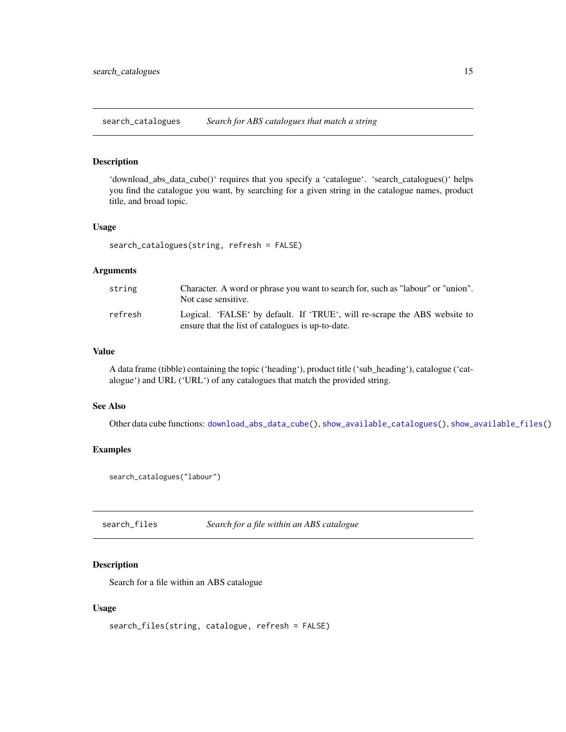## search_catalogues — *Search for ABS catalogues that match a string*

### Description

'download_abs_data_cube()' requires that you specify a 'catalogue'. 'search_catalogues()' helps you find the catalogue you want, by searching for a given string in the catalogue names, product title, and broad topic.

### Usage

```
search_catalogues(string, refresh = FALSE)
```

### Arguments

| | |
|---|---|
| `string` | Character. A word or phrase you want to search for, such as "labour" or "union". Not case sensitive. |
| `refresh` | Logical. 'FALSE' by default. If 'TRUE', will re-scrape the ABS website to ensure that the list of catalogues is up-to-date. |

### Value

A data frame (tibble) containing the topic ('heading'), product title ('sub_heading'), catalogue ('catalogue') and URL ('URL') of any catalogues that match the provided string.

### See Also

Other data cube functions: `download_abs_data_cube()`, `show_available_catalogues()`, `show_available_files()`

### Examples

```
search_catalogues("labour")
```

## search_files — *Search for a file within an ABS catalogue*

### Description

Search for a file within an ABS catalogue

### Usage

```
search_files(string, catalogue, refresh = FALSE)
```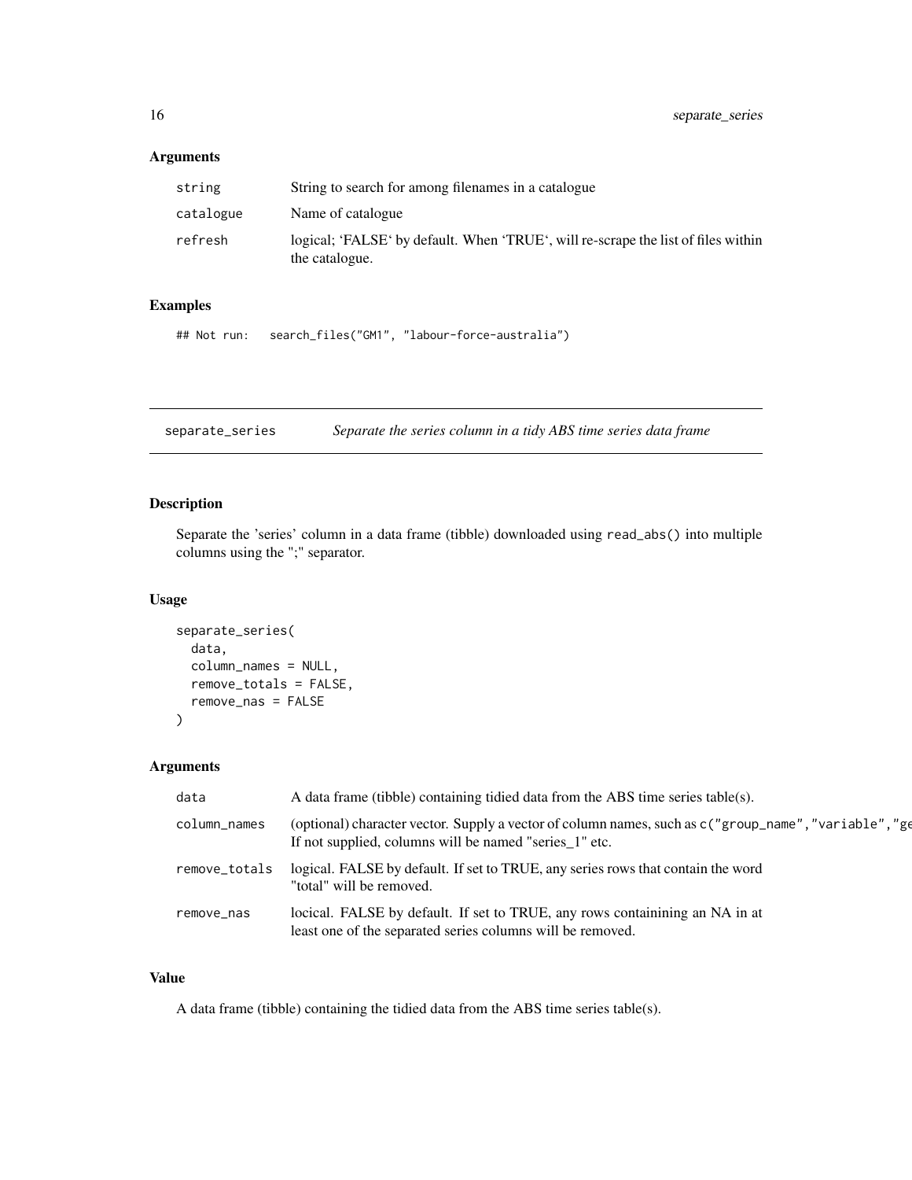### Arguments

| | |
|---|---|
| string | String to search for among filenames in a catalogue |
| catalogue | Name of catalogue |
| refresh | logical; 'FALSE' by default. When 'TRUE', will re-scrape the list of files within the catalogue. |

### Examples

```
## Not run:   search_files("GM1", "labour-force-australia")
```

---

## separate_series — *Separate the series column in a tidy ABS time series data frame*

### Description

Separate the 'series' column in a data frame (tibble) downloaded using `read_abs()` into multiple columns using the ";" separator.

### Usage

```
separate_series(
  data,
  column_names = NULL,
  remove_totals = FALSE,
  remove_nas = FALSE
)
```

### Arguments

| | |
|---|---|
| data | A data frame (tibble) containing tidied data from the ABS time series table(s). |
| column_names | (optional) character vector. Supply a vector of column names, such as `c("group_name","variable","ge` If not supplied, columns will be named "series_1" etc. |
| remove_totals | logical. FALSE by default. If set to TRUE, any series rows that contain the word "total" will be removed. |
| remove_nas | locical. FALSE by default. If set to TRUE, any rows containining an NA in at least one of the separated series columns will be removed. |

### Value

A data frame (tibble) containing the tidied data from the ABS time series table(s).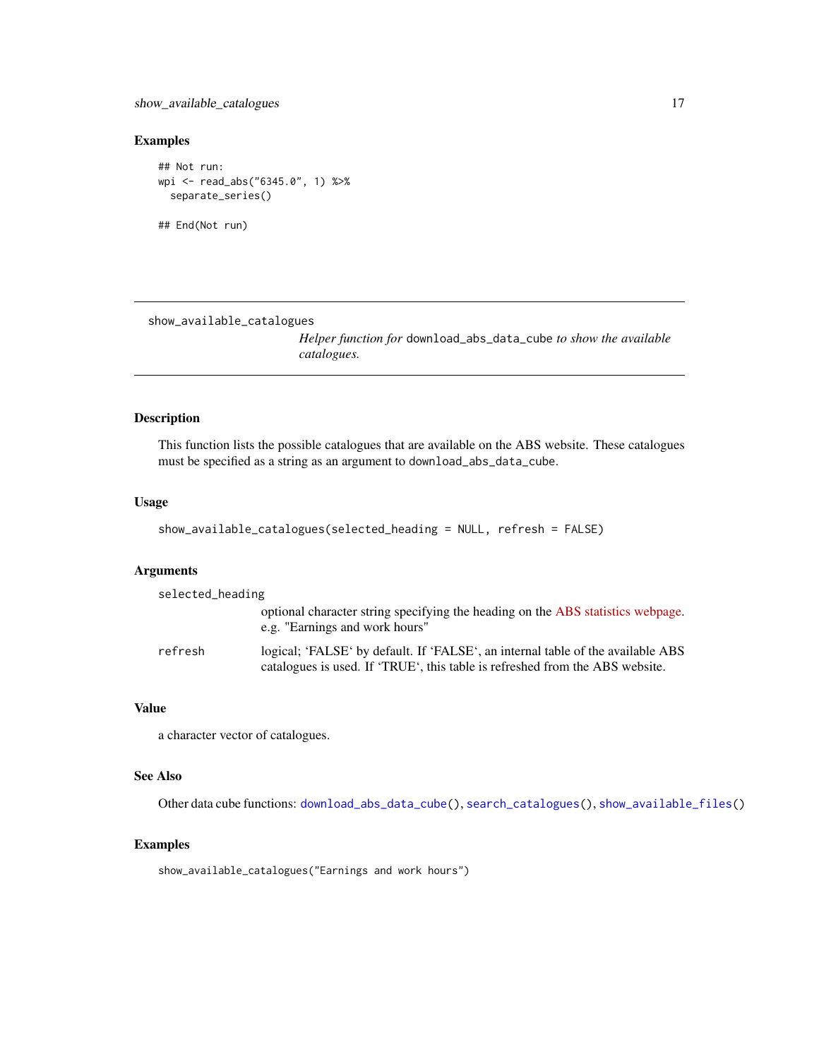### Examples

```
## Not run:
wpi <- read_abs("6345.0", 1) %>%
  separate_series()

## End(Not run)
```

---

## show_available_catalogues

*Helper function for* `download_abs_data_cube` *to show the available catalogues.*

---

### Description

This function lists the possible catalogues that are available on the ABS website. These catalogues must be specified as a string as an argument to `download_abs_data_cube`.

### Usage

```
show_available_catalogues(selected_heading = NULL, refresh = FALSE)
```

### Arguments

| Argument | Description |
| --- | --- |
| `selected_heading` | optional character string specifying the heading on the ABS statistics webpage. e.g. "Earnings and work hours" |
| `refresh` | logical; 'FALSE' by default. If 'FALSE', an internal table of the available ABS catalogues is used. If 'TRUE', this table is refreshed from the ABS website. |

### Value

a character vector of catalogues.

### See Also

Other data cube functions: `download_abs_data_cube()`, `search_catalogues()`, `show_available_files()`

### Examples

```
show_available_catalogues("Earnings and work hours")
```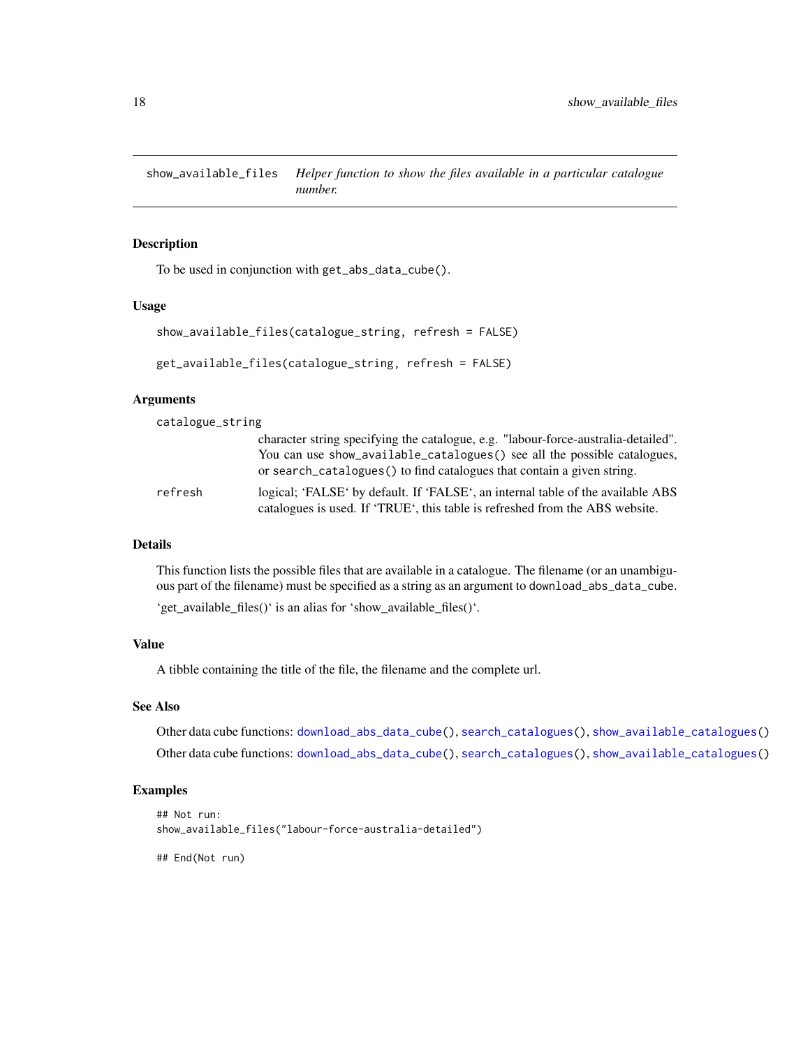## show_available_files — *Helper function to show the files available in a particular catalogue number.*

### Description

To be used in conjunction with `get_abs_data_cube()`.

### Usage

```
show_available_files(catalogue_string, refresh = FALSE)

get_available_files(catalogue_string, refresh = FALSE)
```

### Arguments

| | |
|---|---|
| `catalogue_string` | character string specifying the catalogue, e.g. "labour-force-australia-detailed". You can use `show_available_catalogues()` see all the possible catalogues, or `search_catalogues()` to find catalogues that contain a given string. |
| `refresh` | logical; 'FALSE' by default. If 'FALSE', an internal table of the available ABS catalogues is used. If 'TRUE', this table is refreshed from the ABS website. |

### Details

This function lists the possible files that are available in a catalogue. The filename (or an unambiguous part of the filename) must be specified as a string as an argument to `download_abs_data_cube`.

'get_available_files()' is an alias for 'show_available_files()'.

### Value

A tibble containing the title of the file, the filename and the complete url.

### See Also

Other data cube functions: `download_abs_data_cube()`, `search_catalogues()`, `show_available_catalogues()`

Other data cube functions: `download_abs_data_cube()`, `search_catalogues()`, `show_available_catalogues()`

### Examples

```
## Not run:
show_available_files("labour-force-australia-detailed")

## End(Not run)
```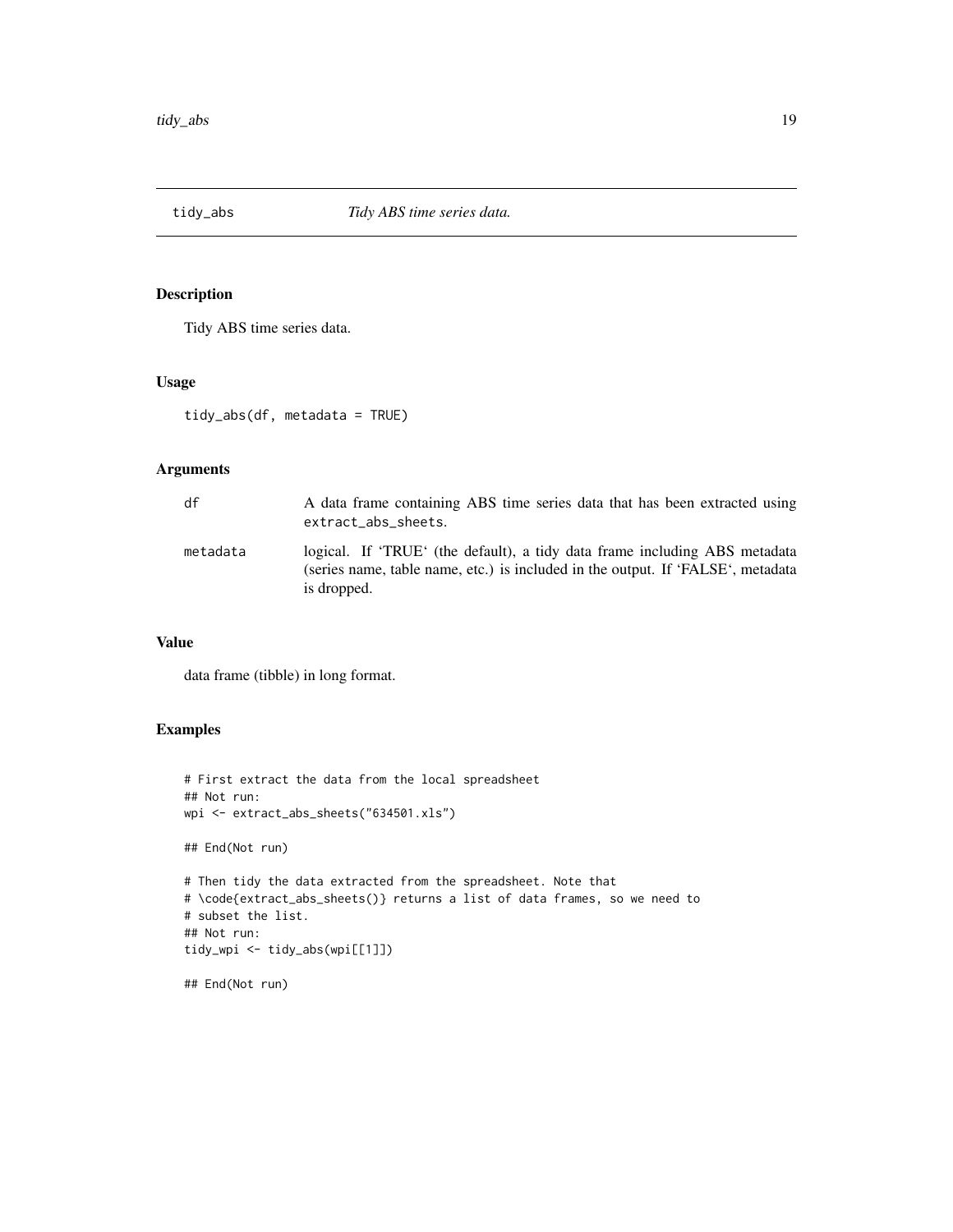## tidy_abs *Tidy ABS time series data.*

### Description

Tidy ABS time series data.

### Usage

```
tidy_abs(df, metadata = TRUE)
```

### Arguments

| | |
|---|---|
| df | A data frame containing ABS time series data that has been extracted using `extract_abs_sheets`. |
| metadata | logical. If 'TRUE' (the default), a tidy data frame including ABS metadata (series name, table name, etc.) is included in the output. If 'FALSE', metadata is dropped. |

### Value

data frame (tibble) in long format.

### Examples

```
# First extract the data from the local spreadsheet
## Not run:
wpi <- extract_abs_sheets("634501.xls")

## End(Not run)

# Then tidy the data extracted from the spreadsheet. Note that
# \code{extract_abs_sheets()} returns a list of data frames, so we need to
# subset the list.
## Not run:
tidy_wpi <- tidy_abs(wpi[[1]])

## End(Not run)
```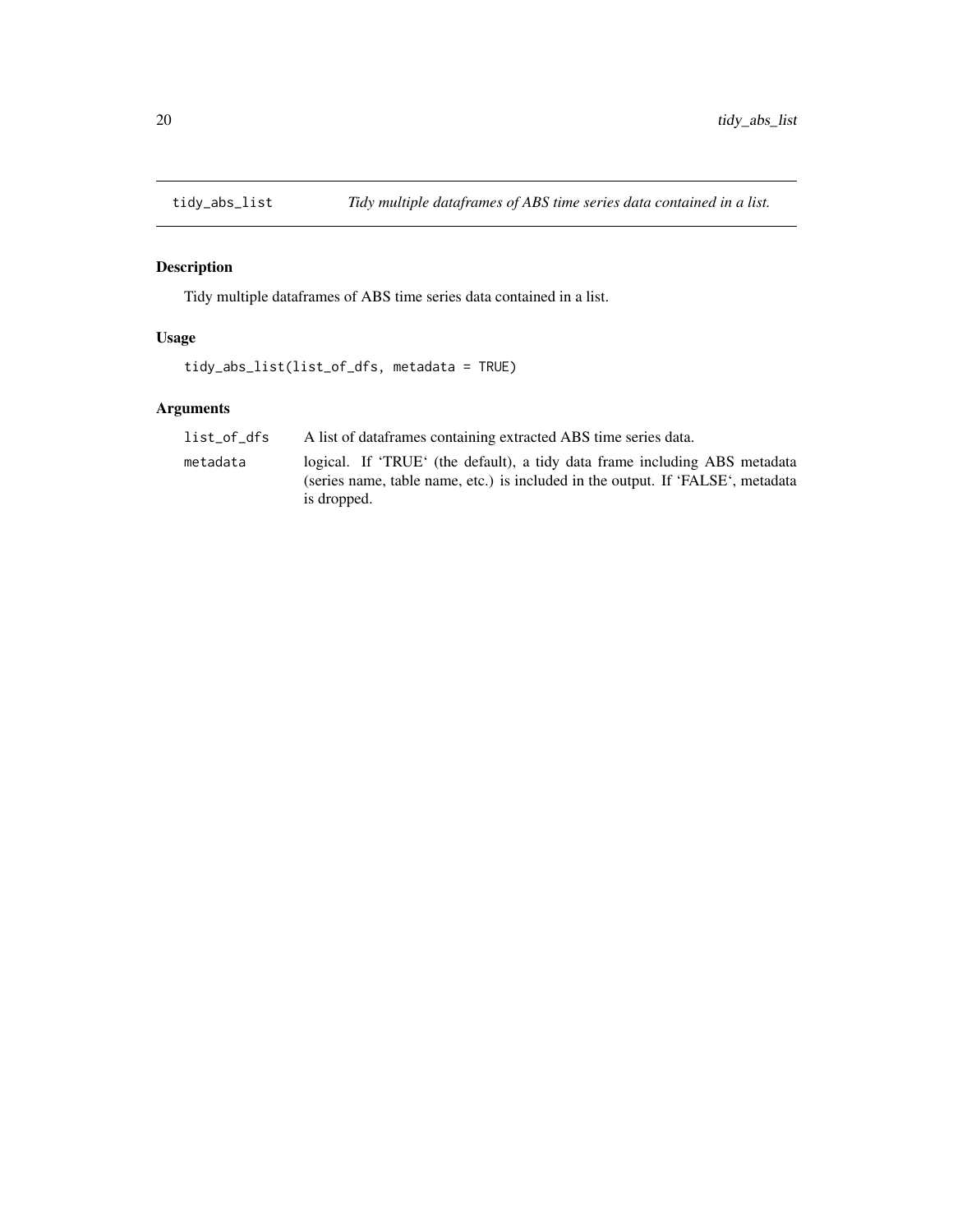## tidy_abs_list *Tidy multiple dataframes of ABS time series data contained in a list.*

### Description

Tidy multiple dataframes of ABS time series data contained in a list.

### Usage

```
tidy_abs_list(list_of_dfs, metadata = TRUE)
```

### Arguments

| | |
|---|---|
| `list_of_dfs` | A list of dataframes containing extracted ABS time series data. |
| `metadata` | logical. If 'TRUE' (the default), a tidy data frame including ABS metadata (series name, table name, etc.) is included in the output. If 'FALSE', metadata is dropped. |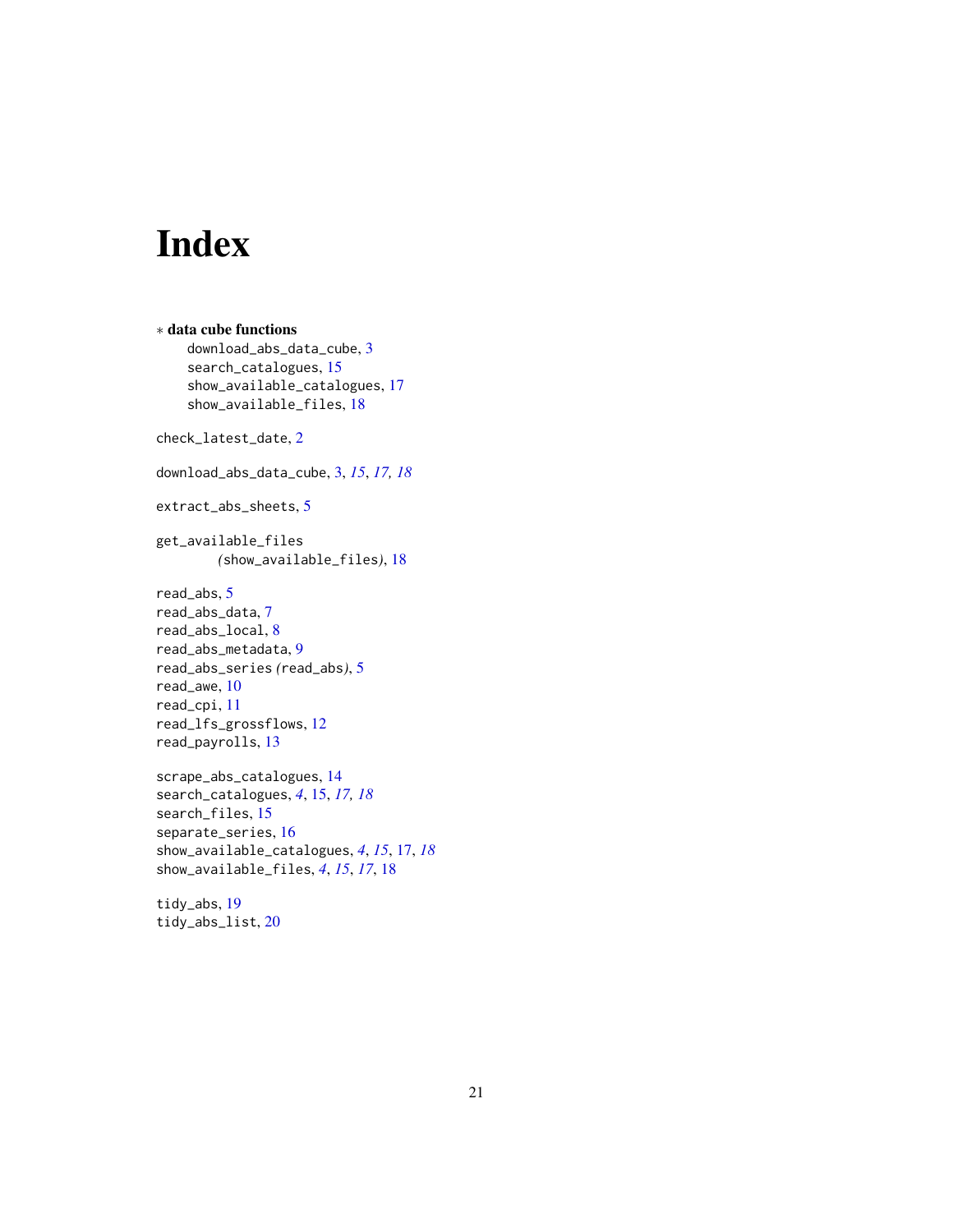# Index

\* **data cube functions**
  download_abs_data_cube, 3
  search_catalogues, 15
  show_available_catalogues, 17
  show_available_files, 18

check_latest_date, 2

download_abs_data_cube, 3, *15*, *17*, *18*

extract_abs_sheets, 5

get_available_files
  (show_available_files), 18

read_abs, 5
read_abs_data, 7
read_abs_local, 8
read_abs_metadata, 9
read_abs_series (read_abs), 5
read_awe, 10
read_cpi, 11
read_lfs_grossflows, 12
read_payrolls, 13

scrape_abs_catalogues, 14
search_catalogues, *4*, 15, *17*, *18*
search_files, 15
separate_series, 16
show_available_catalogues, *4*, *15*, 17, *18*
show_available_files, *4*, *15*, *17*, 18

tidy_abs, 19
tidy_abs_list, 20